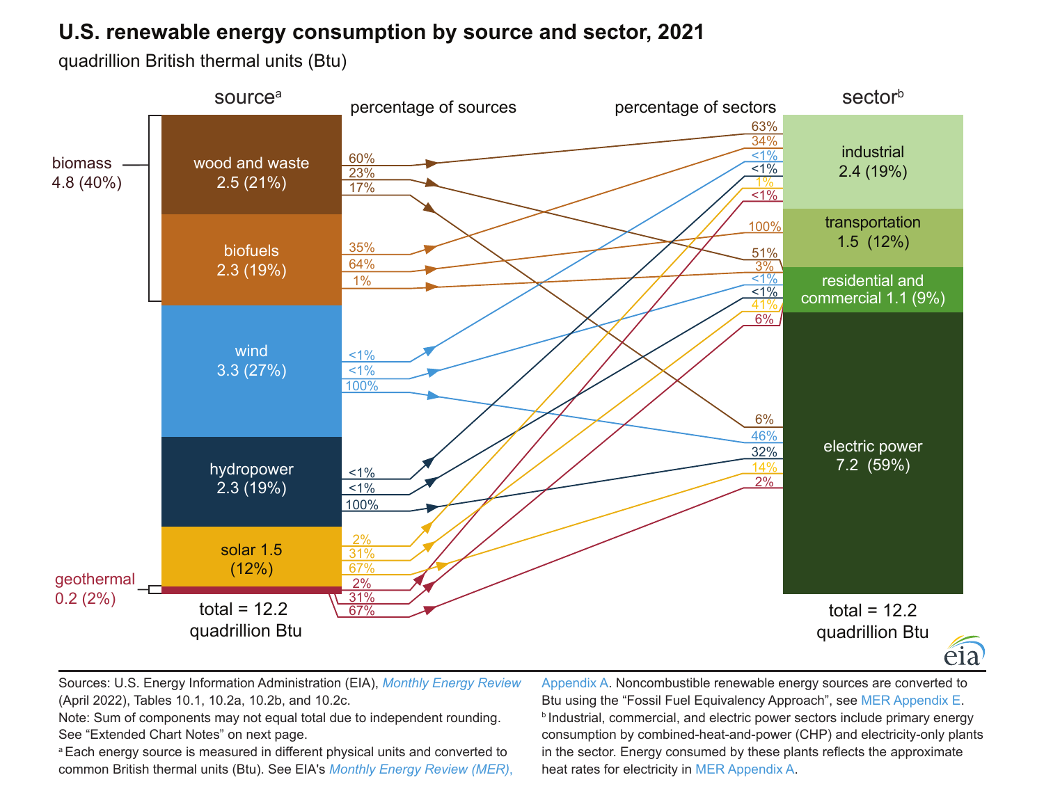# U.S. renewable energy consumption by source and sector, 2021

quadrillion British thermal units (Btu)

**source[a]**

- biomass 4.8 (40%)
  - wood and waste 2.5 (21%)
  - biofuels 2.3 (19%)
- wind 3.3 (27%)
- hydropower 2.3 (19%)
- solar 1.5 (12%)
- geothermal 0.2 (2%)

total = 12.2 quadrillion Btu

**sector[b]**

- industrial 2.4 (19%)
- transportation 1.5 (12%)
- residential and commercial 1.1 (9%)
- electric power 7.2 (59%)

total = 12.2 quadrillion Btu

| Source | Sector | percentage of sources | percentage of sectors |
| --- | --- | --- | --- |
| wood and waste | industrial | 60% | 63% |
| wood and waste | residential and commercial | 23% | 51% |
| wood and waste | electric power | 17% | 6% |
| biofuels | industrial | 35% | 34% |
| biofuels | transportation | 64% | 100% |
| biofuels | residential and commercial | 1% | 3% |
| wind | industrial | <1% | <1% |
| wind | residential and commercial | <1% | <1% |
| wind | electric power | 100% | 46% |
| hydropower | industrial | <1% | <1% |
| hydropower | residential and commercial | <1% | <1% |
| hydropower | electric power | 100% | 32% |
| solar | industrial | 2% | 1% |
| solar | residential and commercial | 31% | 41% |
| solar | electric power | 67% | 14% |
| geothermal | industrial | 2% | <1% |
| geothermal | residential and commercial | 31% | 6% |
| geothermal | electric power | 67% | 2% |

Sources: U.S. Energy Information Administration (EIA), *Monthly Energy Review* (April 2022), Tables 10.1, 10.2a, 10.2b, and 10.2c.

Note: Sum of components may not equal total due to independent rounding. See "Extended Chart Notes" on next page.

[a] Each energy source is measured in different physical units and converted to common British thermal units (Btu). See EIA's *Monthly Energy Review (MER)*, Appendix A. Noncombustible renewable energy sources are converted to Btu using the "Fossil Fuel Equivalency Approach", see MER Appendix E.

[b] Industrial, commercial, and electric power sectors include primary energy consumption by combined-heat-and-power (CHP) and electricity-only plants in the sector. Energy consumed by these plants reflects the approximate heat rates for electricity in MER Appendix A.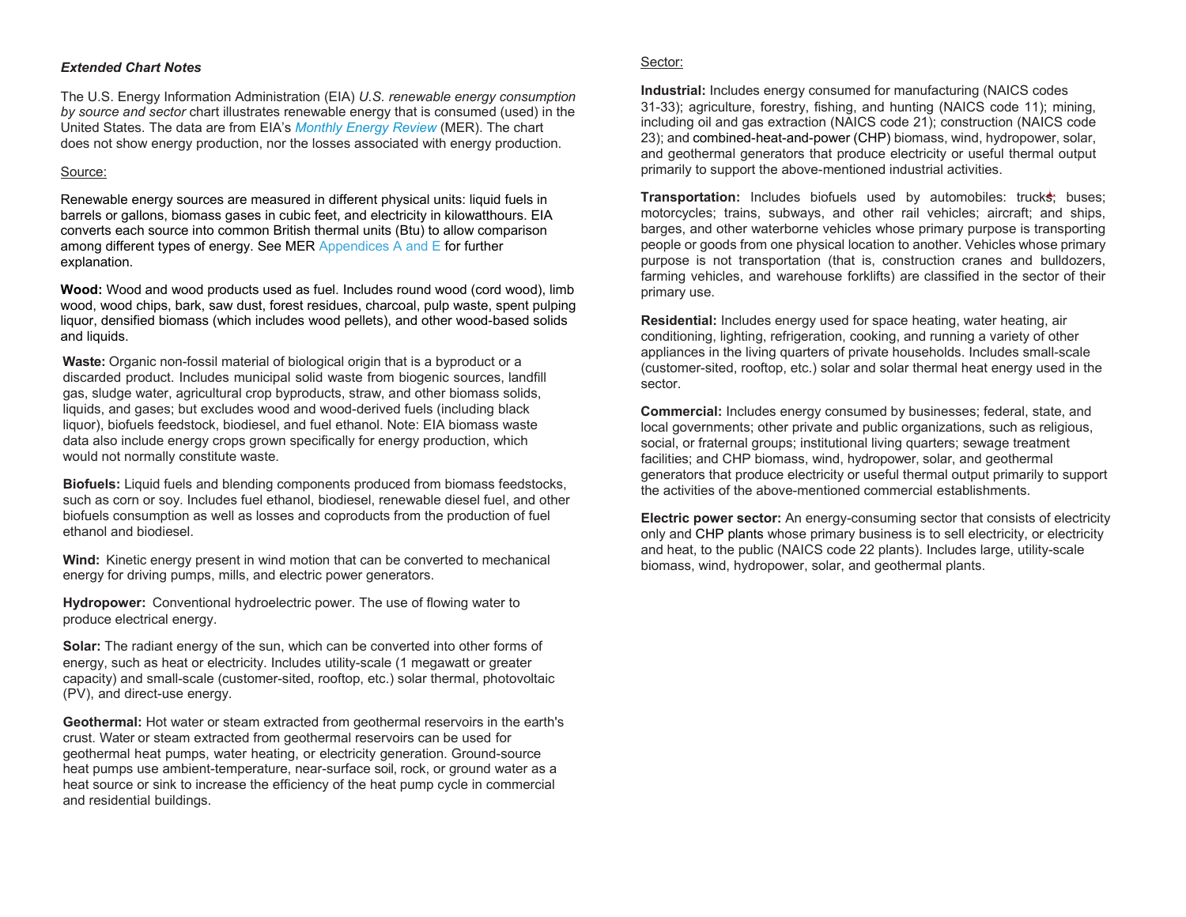***Extended Chart Notes***

The U.S. Energy Information Administration (EIA) *U.S. renewable energy consumption by source and sector* chart illustrates renewable energy that is consumed (used) in the United States. The data are from EIA's *Monthly Energy Review* (MER). The chart does not show energy production, nor the losses associated with energy production.

Source:

Renewable energy sources are measured in different physical units: liquid fuels in barrels or gallons, biomass gases in cubic feet, and electricity in kilowatthours. EIA converts each source into common British thermal units (Btu) to allow comparison among different types of energy. See MER Appendices A and E for further explanation.

**Wood:** Wood and wood products used as fuel. Includes round wood (cord wood), limb wood, wood chips, bark, saw dust, forest residues, charcoal, pulp waste, spent pulping liquor, densified biomass (which includes wood pellets), and other wood-based solids and liquids.

**Waste:** Organic non-fossil material of biological origin that is a byproduct or a discarded product. Includes municipal solid waste from biogenic sources, landfill gas, sludge water, agricultural crop byproducts, straw, and other biomass solids, liquids, and gases; but excludes wood and wood-derived fuels (including black liquor), biofuels feedstock, biodiesel, and fuel ethanol. Note: EIA biomass waste data also include energy crops grown specifically for energy production, which would not normally constitute waste.

**Biofuels:** Liquid fuels and blending components produced from biomass feedstocks, such as corn or soy. Includes fuel ethanol, biodiesel, renewable diesel fuel, and other biofuels consumption as well as losses and coproducts from the production of fuel ethanol and biodiesel.

**Wind:** Kinetic energy present in wind motion that can be converted to mechanical energy for driving pumps, mills, and electric power generators.

**Hydropower:** Conventional hydroelectric power. The use of flowing water to produce electrical energy.

**Solar:** The radiant energy of the sun, which can be converted into other forms of energy, such as heat or electricity. Includes utility-scale (1 megawatt or greater capacity) and small-scale (customer-sited, rooftop, etc.) solar thermal, photovoltaic (PV), and direct-use energy.

**Geothermal:** Hot water or steam extracted from geothermal reservoirs in the earth's crust. Water or steam extracted from geothermal reservoirs can be used for geothermal heat pumps, water heating, or electricity generation. Ground-source heat pumps use ambient-temperature, near-surface soil, rock, or ground water as a heat source or sink to increase the efficiency of the heat pump cycle in commercial and residential buildings.

Sector:

**Industrial:** Includes energy consumed for manufacturing (NAICS codes 31-33); agriculture, forestry, fishing, and hunting (NAICS code 11); mining, including oil and gas extraction (NAICS code 21); construction (NAICS code 23); and combined-heat-and-power (CHP) biomass, wind, hydropower, solar, and geothermal generators that produce electricity or useful thermal output primarily to support the above-mentioned industrial activities.

**Transportation:** Includes biofuels used by automobiles: trucks; buses; motorcycles; trains, subways, and other rail vehicles; aircraft; and ships, barges, and other waterborne vehicles whose primary purpose is transporting people or goods from one physical location to another. Vehicles whose primary purpose is not transportation (that is, construction cranes and bulldozers, farming vehicles, and warehouse forklifts) are classified in the sector of their primary use.

**Residential:** Includes energy used for space heating, water heating, air conditioning, lighting, refrigeration, cooking, and running a variety of other appliances in the living quarters of private households. Includes small-scale (customer-sited, rooftop, etc.) solar and solar thermal heat energy used in the sector.

**Commercial:** Includes energy consumed by businesses; federal, state, and local governments; other private and public organizations, such as religious, social, or fraternal groups; institutional living quarters; sewage treatment facilities; and CHP biomass, wind, hydropower, solar, and geothermal generators that produce electricity or useful thermal output primarily to support the activities of the above-mentioned commercial establishments.

**Electric power sector:** An energy-consuming sector that consists of electricity only and CHP plants whose primary business is to sell electricity, or electricity and heat, to the public (NAICS code 22 plants). Includes large, utility-scale biomass, wind, hydropower, solar, and geothermal plants.